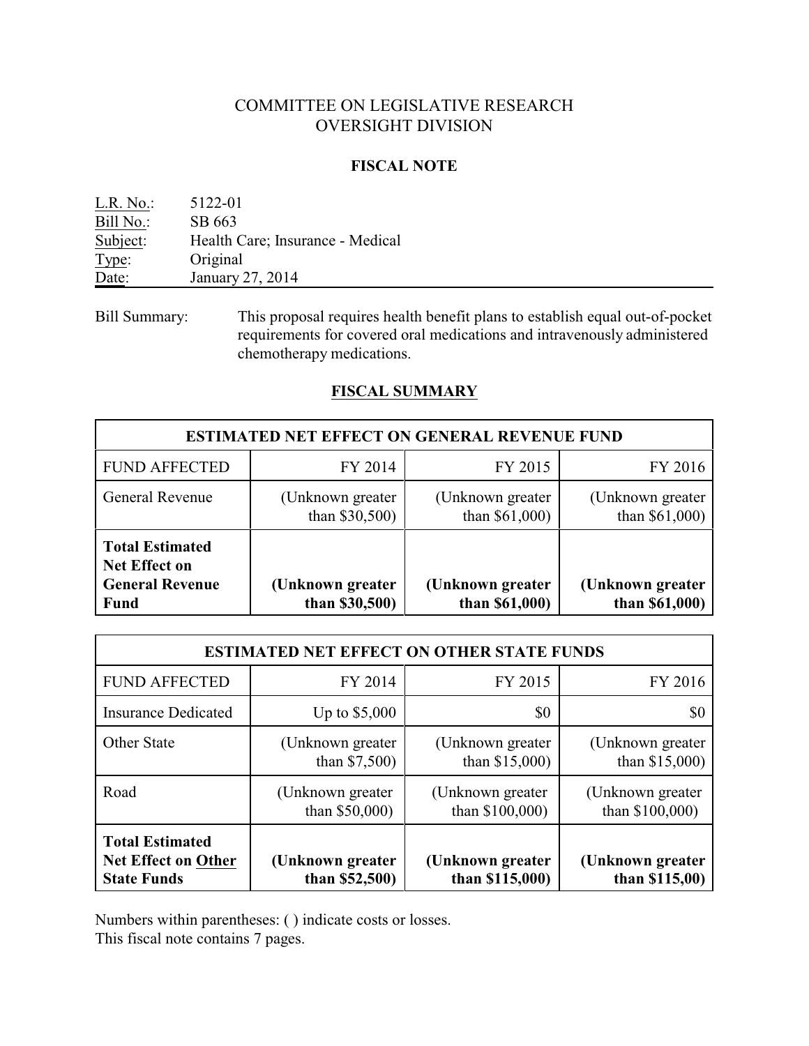# COMMITTEE ON LEGISLATIVE RESEARCH
# OVERSIGHT DIVISION

## FISCAL NOTE

L.R. No.: 5122-01
Bill No.: SB 663
Subject: Health Care; Insurance - Medical
Type: Original
Date: January 27, 2014

Bill Summary: This proposal requires health benefit plans to establish equal out-of-pocket requirements for covered oral medications and intravenously administered chemotherapy medications.

## FISCAL SUMMARY

| ESTIMATED NET EFFECT ON GENERAL REVENUE FUND | | | |
|---|---|---|---|
| FUND AFFECTED | FY 2014 | FY 2015 | FY 2016 |
| General Revenue | (Unknown greater than $30,500) | (Unknown greater than $61,000) | (Unknown greater than $61,000) |
| **Total Estimated Net Effect on General Revenue Fund** | **(Unknown greater than $30,500)** | **(Unknown greater than $61,000)** | **(Unknown greater than $61,000)** |

| ESTIMATED NET EFFECT ON OTHER STATE FUNDS | | | |
|---|---|---|---|
| FUND AFFECTED | FY 2014 | FY 2015 | FY 2016 |
| Insurance Dedicated | Up to $5,000 | $0 | $0 |
| Other State | (Unknown greater than $7,500) | (Unknown greater than $15,000) | (Unknown greater than $15,000) |
| Road | (Unknown greater than $50,000) | (Unknown greater than $100,000) | (Unknown greater than $100,000) |
| **Total Estimated Net Effect on Other State Funds** | **(Unknown greater than $52,500)** | **(Unknown greater than $115,000)** | **(Unknown greater than $115,00)** |

Numbers within parentheses: ( ) indicate costs or losses.
This fiscal note contains 7 pages.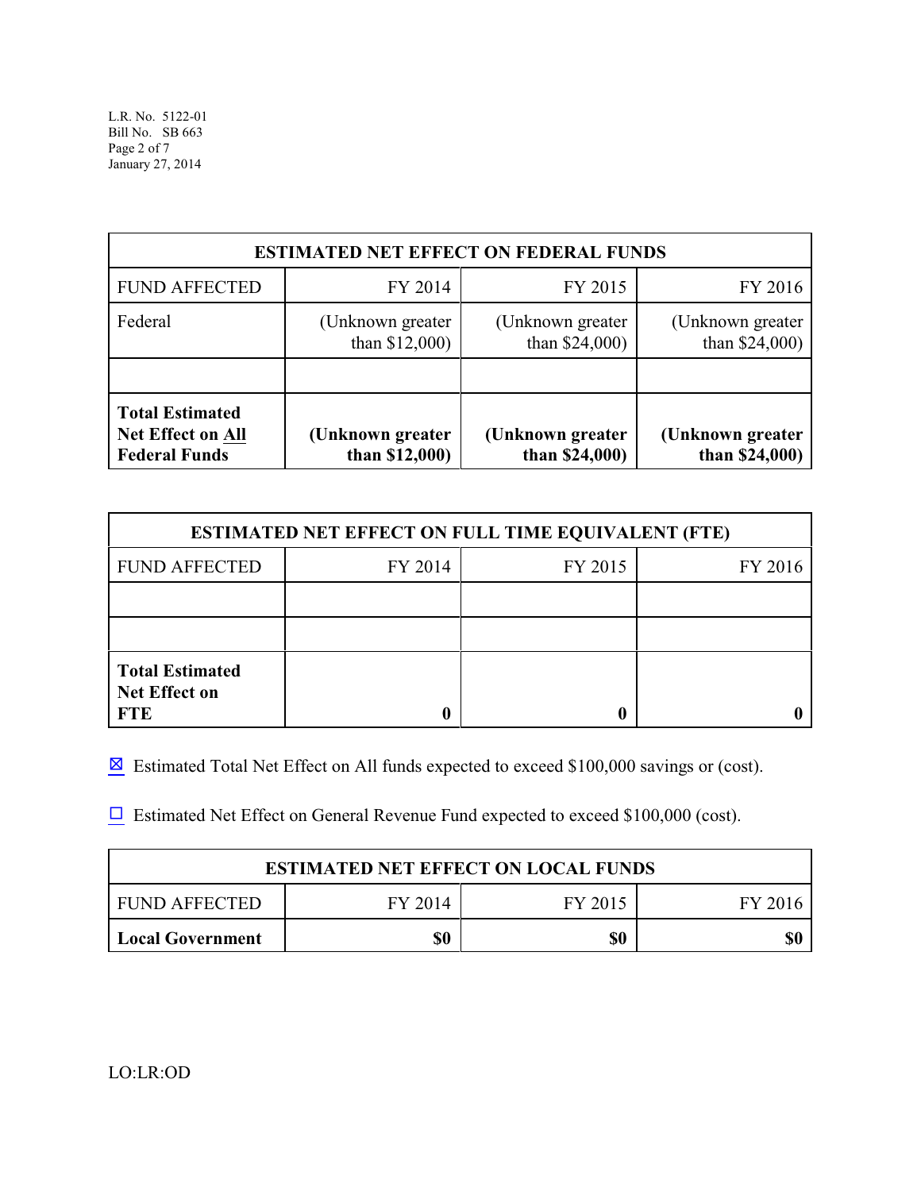| ESTIMATED NET EFFECT ON FEDERAL FUNDS | | | |
|---|---|---|---|
| FUND AFFECTED | FY 2014 | FY 2015 | FY 2016 |
| Federal | (Unknown greater than $12,000) | (Unknown greater than $24,000) | (Unknown greater than $24,000) |
| | | | |
| **Total Estimated Net Effect on All Federal Funds** | **(Unknown greater than $12,000)** | **(Unknown greater than $24,000)** | **(Unknown greater than $24,000)** |

| ESTIMATED NET EFFECT ON FULL TIME EQUIVALENT (FTE) | | | |
|---|---|---|---|
| FUND AFFECTED | FY 2014 | FY 2015 | FY 2016 |
| | | | |
| | | | |
| **Total Estimated Net Effect on FTE** | **0** | **0** | **0** |

☒ Estimated Total Net Effect on All funds expected to exceed $100,000 savings or (cost).

☐ Estimated Net Effect on General Revenue Fund expected to exceed $100,000 (cost).

| ESTIMATED NET EFFECT ON LOCAL FUNDS | | | |
|---|---|---|---|
| FUND AFFECTED | FY 2014 | FY 2015 | FY 2016 |
| **Local Government** | **$0** | **$0** | **$0** |

LO:LR:OD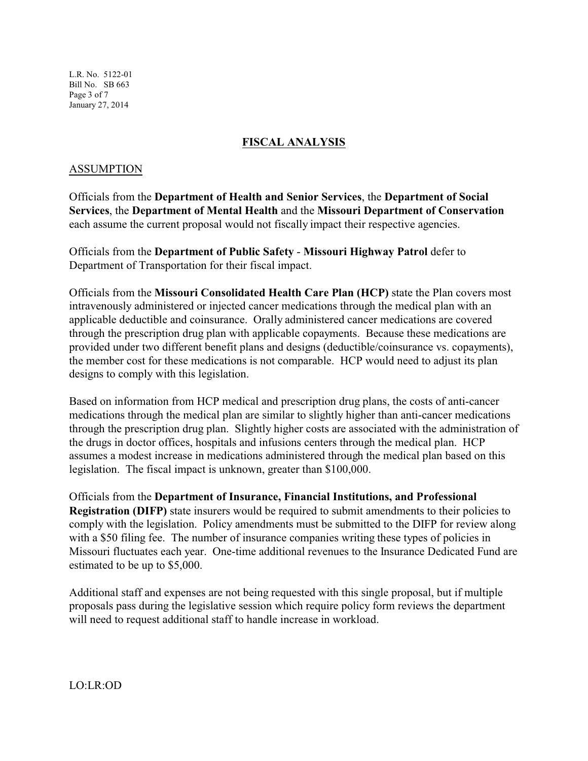## FISCAL ANALYSIS

### ASSUMPTION

Officials from the **Department of Health and Senior Services**, the **Department of Social Services**, the **Department of Mental Health** and the **Missouri Department of Conservation** each assume the current proposal would not fiscally impact their respective agencies.

Officials from the **Department of Public Safety** - **Missouri Highway Patrol** defer to Department of Transportation for their fiscal impact.

Officials from the **Missouri Consolidated Health Care Plan (HCP)** state the Plan covers most intravenously administered or injected cancer medications through the medical plan with an applicable deductible and coinsurance. Orally administered cancer medications are covered through the prescription drug plan with applicable copayments. Because these medications are provided under two different benefit plans and designs (deductible/coinsurance vs. copayments), the member cost for these medications is not comparable. HCP would need to adjust its plan designs to comply with this legislation.

Based on information from HCP medical and prescription drug plans, the costs of anti-cancer medications through the medical plan are similar to slightly higher than anti-cancer medications through the prescription drug plan. Slightly higher costs are associated with the administration of the drugs in doctor offices, hospitals and infusions centers through the medical plan. HCP assumes a modest increase in medications administered through the medical plan based on this legislation. The fiscal impact is unknown, greater than $100,000.

Officials from the **Department of Insurance, Financial Institutions, and Professional Registration (DIFP)** state insurers would be required to submit amendments to their policies to comply with the legislation. Policy amendments must be submitted to the DIFP for review along with a $50 filing fee. The number of insurance companies writing these types of policies in Missouri fluctuates each year. One-time additional revenues to the Insurance Dedicated Fund are estimated to be up to $5,000.

Additional staff and expenses are not being requested with this single proposal, but if multiple proposals pass during the legislative session which require policy form reviews the department will need to request additional staff to handle increase in workload.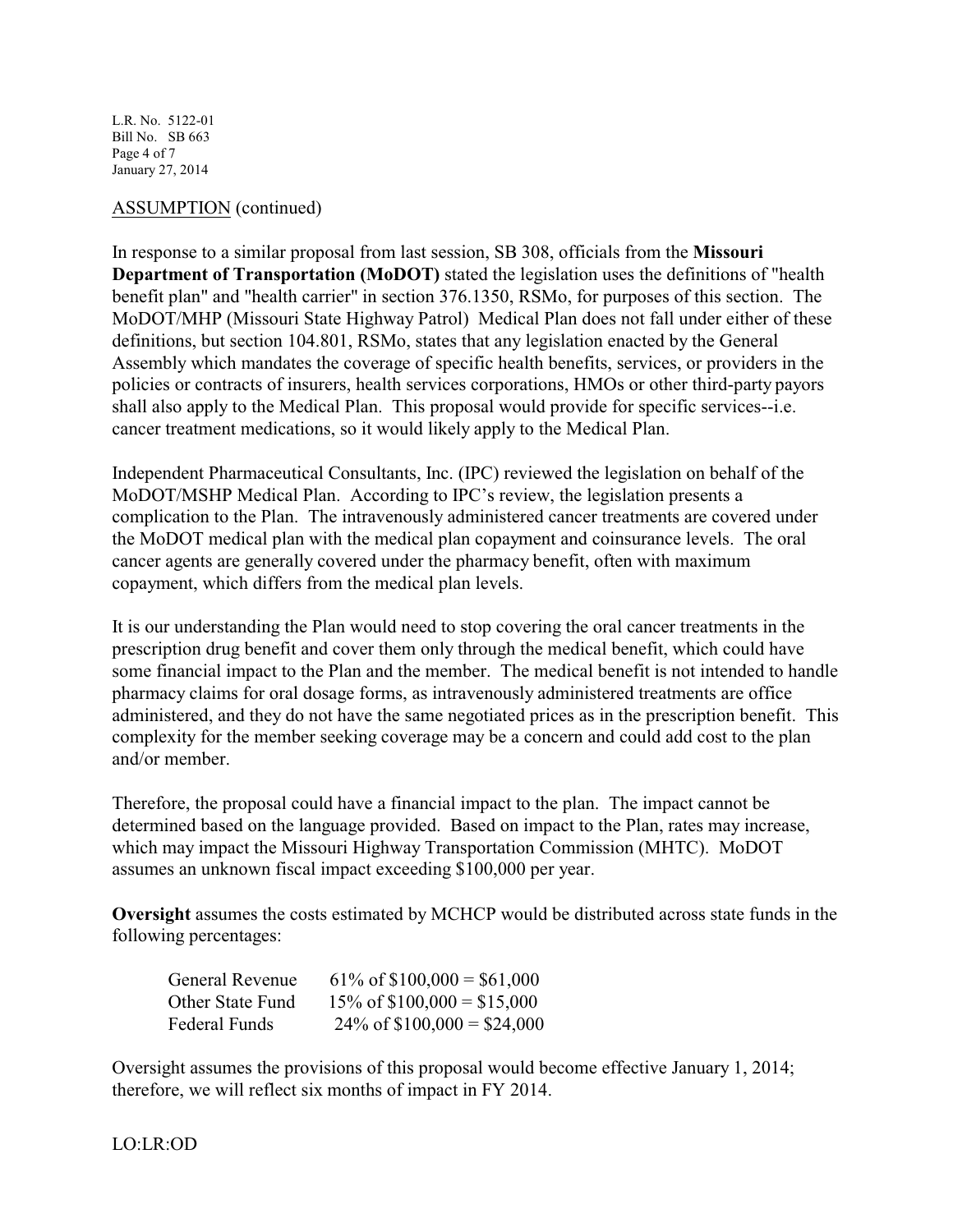ASSUMPTION (continued)

In response to a similar proposal from last session, SB 308, officials from the **Missouri Department of Transportation (MoDOT)** stated the legislation uses the definitions of "health benefit plan" and "health carrier" in section 376.1350, RSMo, for purposes of this section. The MoDOT/MHP (Missouri State Highway Patrol) Medical Plan does not fall under either of these definitions, but section 104.801, RSMo, states that any legislation enacted by the General Assembly which mandates the coverage of specific health benefits, services, or providers in the policies or contracts of insurers, health services corporations, HMOs or other third-party payors shall also apply to the Medical Plan. This proposal would provide for specific services--i.e. cancer treatment medications, so it would likely apply to the Medical Plan.

Independent Pharmaceutical Consultants, Inc. (IPC) reviewed the legislation on behalf of the MoDOT/MSHP Medical Plan. According to IPC's review, the legislation presents a complication to the Plan. The intravenously administered cancer treatments are covered under the MoDOT medical plan with the medical plan copayment and coinsurance levels. The oral cancer agents are generally covered under the pharmacy benefit, often with maximum copayment, which differs from the medical plan levels.

It is our understanding the Plan would need to stop covering the oral cancer treatments in the prescription drug benefit and cover them only through the medical benefit, which could have some financial impact to the Plan and the member. The medical benefit is not intended to handle pharmacy claims for oral dosage forms, as intravenously administered treatments are office administered, and they do not have the same negotiated prices as in the prescription benefit. This complexity for the member seeking coverage may be a concern and could add cost to the plan and/or member.

Therefore, the proposal could have a financial impact to the plan. The impact cannot be determined based on the language provided. Based on impact to the Plan, rates may increase, which may impact the Missouri Highway Transportation Commission (MHTC). MoDOT assumes an unknown fiscal impact exceeding $100,000 per year.

**Oversight** assumes the costs estimated by MCHCP would be distributed across state funds in the following percentages:

| | |
|---|---|
| General Revenue | 61% of $100,000 = $61,000 |
| Other State Fund | 15% of $100,000 = $15,000 |
| Federal Funds | 24% of $100,000 = $24,000 |

Oversight assumes the provisions of this proposal would become effective January 1, 2014; therefore, we will reflect six months of impact in FY 2014.

LO:LR:OD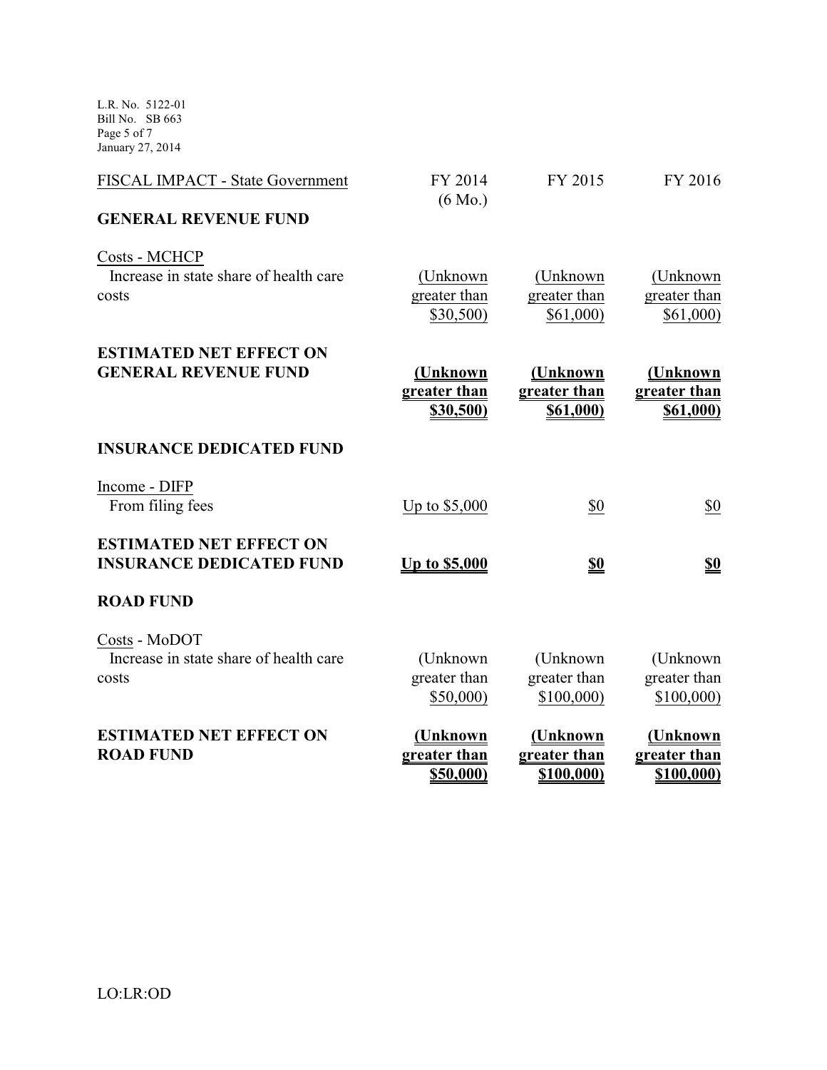| FISCAL IMPACT - State Government | FY 2014 (6 Mo.) | FY 2015 | FY 2016 |
|---|---|---|---|
| **GENERAL REVENUE FUND** | | | |
| Costs - MCHCP | | | |
| Increase in state share of health care costs | (Unknown greater than $30,500) | (Unknown greater than $61,000) | (Unknown greater than $61,000) |
| **ESTIMATED NET EFFECT ON GENERAL REVENUE FUND** | **(Unknown greater than $30,500)** | **(Unknown greater than $61,000)** | **(Unknown greater than $61,000)** |
| **INSURANCE DEDICATED FUND** | | | |
| Income - DIFP | | | |
| From filing fees | Up to $5,000 | $0 | $0 |
| **ESTIMATED NET EFFECT ON INSURANCE DEDICATED FUND** | **Up to $5,000** | **$0** | **$0** |
| **ROAD FUND** | | | |
| Costs - MoDOT | | | |
| Increase in state share of health care costs | (Unknown greater than $50,000) | (Unknown greater than $100,000) | (Unknown greater than $100,000) |
| **ESTIMATED NET EFFECT ON ROAD FUND** | **(Unknown greater than $50,000)** | **(Unknown greater than $100,000)** | **(Unknown greater than $100,000)** |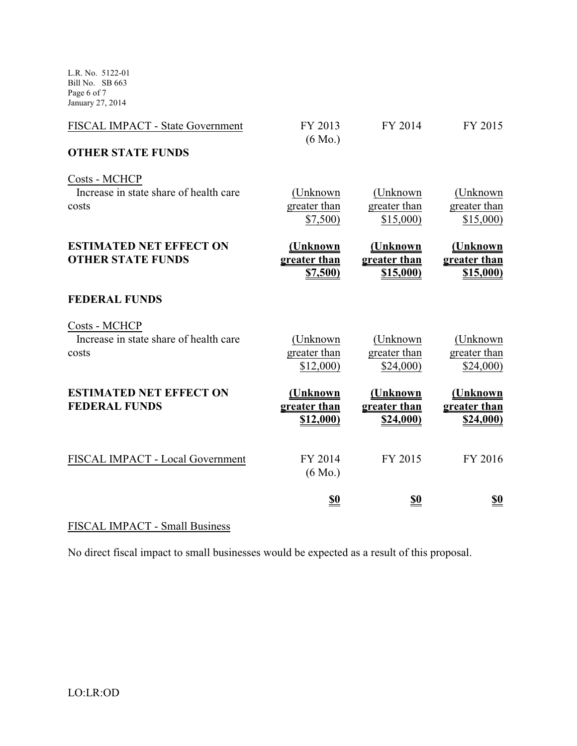| FISCAL IMPACT - State Government | FY 2013 (6 Mo.) | FY 2014 | FY 2015 |
|---|---|---|---|
| **OTHER STATE FUNDS** | | | |
| Costs - MCHCP | | | |
| Increase in state share of health care costs | (Unknown greater than $7,500) | (Unknown greater than $15,000) | (Unknown greater than $15,000) |
| **ESTIMATED NET EFFECT ON OTHER STATE FUNDS** | **(Unknown greater than $7,500)** | **(Unknown greater than $15,000)** | **(Unknown greater than $15,000)** |
| **FEDERAL FUNDS** | | | |
| Costs - MCHCP | | | |
| Increase in state share of health care costs | (Unknown greater than $12,000) | (Unknown greater than $24,000) | (Unknown greater than $24,000) |
| **ESTIMATED NET EFFECT ON FEDERAL FUNDS** | **(Unknown greater than $12,000)** | **(Unknown greater than $24,000)** | **(Unknown greater than $24,000)** |

| FISCAL IMPACT - Local Government | FY 2014 (6 Mo.) | FY 2015 | FY 2016 |
|---|---|---|---|
| | **$0** | **$0** | **$0** |

FISCAL IMPACT - Small Business

No direct fiscal impact to small businesses would be expected as a result of this proposal.

LO:LR:OD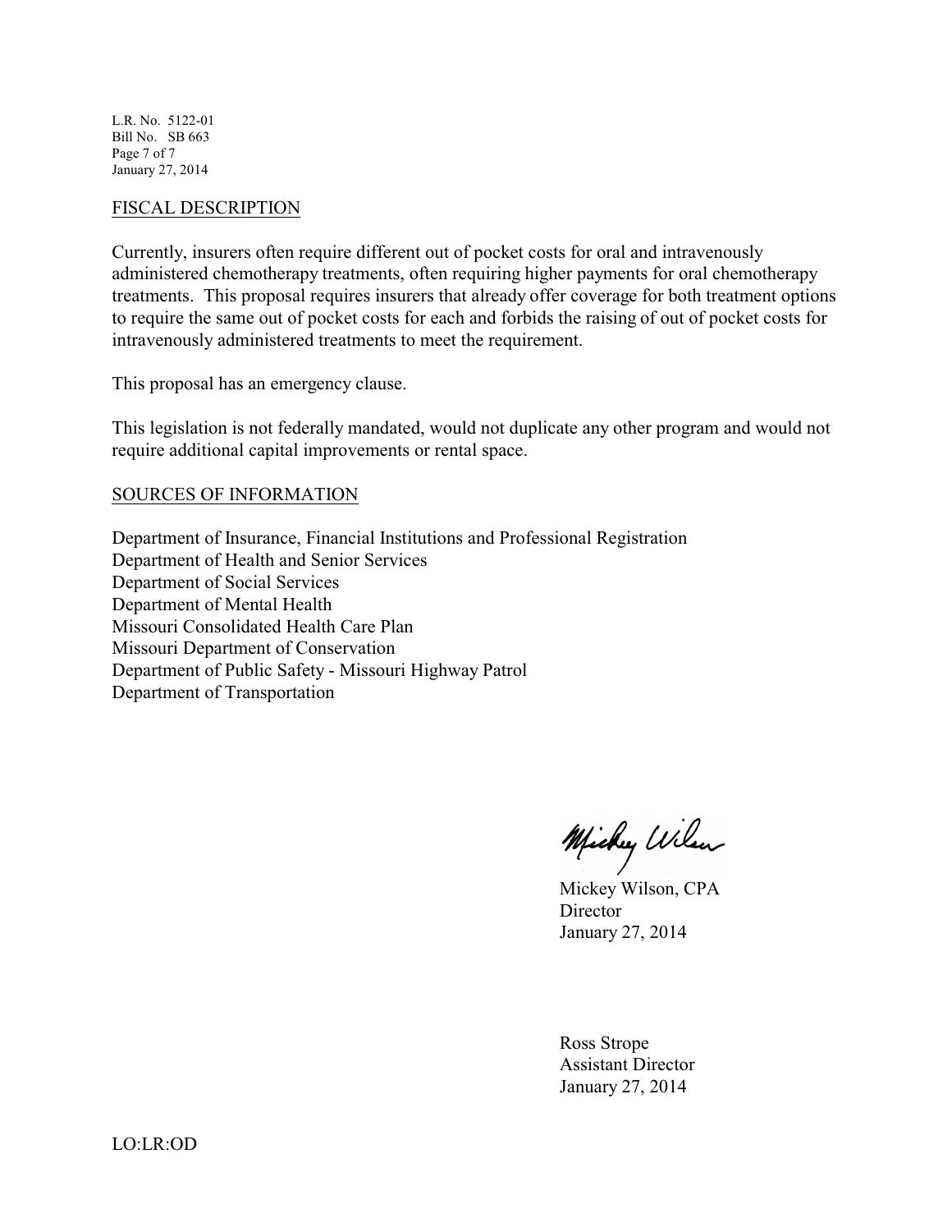FISCAL DESCRIPTION

Currently, insurers often require different out of pocket costs for oral and intravenously administered chemotherapy treatments, often requiring higher payments for oral chemotherapy treatments. This proposal requires insurers that already offer coverage for both treatment options to require the same out of pocket costs for each and forbids the raising of out of pocket costs for intravenously administered treatments to meet the requirement.

This proposal has an emergency clause.

This legislation is not federally mandated, would not duplicate any other program and would not require additional capital improvements or rental space.

SOURCES OF INFORMATION

Department of Insurance, Financial Institutions and Professional Registration
Department of Health and Senior Services
Department of Social Services
Department of Mental Health
Missouri Consolidated Health Care Plan
Missouri Department of Conservation
Department of Public Safety - Missouri Highway Patrol
Department of Transportation

Mickey Wilson, CPA
Director
January 27, 2014

Ross Strope
Assistant Director
January 27, 2014

LO:LR:OD